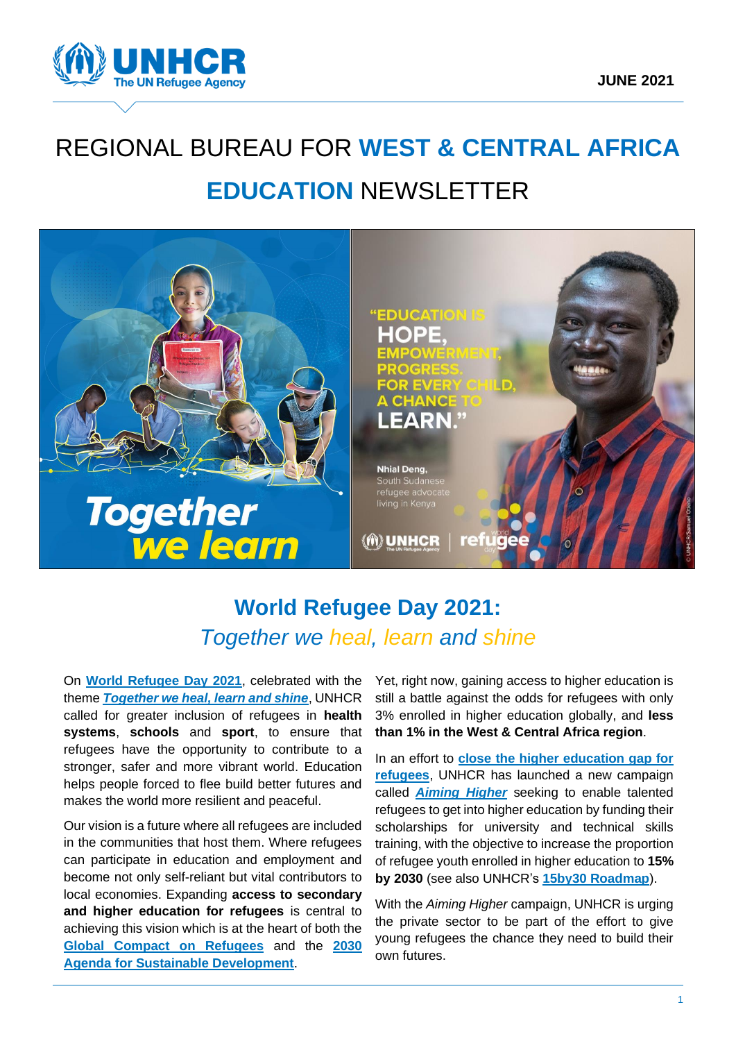JUNE 2021

# REGIONAL BUREAU FOR WEST & CENTRAL AFRICA EDUCATION NEWSLETTER

## World Refugee Day 2021: *Together we heal, learn and shine*

On **World Refugee Day 2021**, celebrated with the theme ***Together we heal, learn and shine***, UNHCR called for greater inclusion of refugees in **health systems**, **schools** and **sport**, to ensure that refugees have the opportunity to contribute to a stronger, safer and more vibrant world. Education helps people forced to flee build better futures and makes the world more resilient and peaceful.

Our vision is a future where all refugees are included in the communities that host them. Where refugees can participate in education and employment and become not only self-reliant but vital contributors to local economies. Expanding **access to secondary and higher education for refugees** is central to achieving this vision which is at the heart of both the **Global Compact on Refugees** and the **2030 Agenda for Sustainable Development**.

Yet, right now, gaining access to higher education is still a battle against the odds for refugees with only 3% enrolled in higher education globally, and **less than 1% in the West & Central Africa region**.

In an effort to **close the higher education gap for refugees**, UNHCR has launched a new campaign called ***Aiming Higher*** seeking to enable talented refugees to get into higher education by funding their scholarships for university and technical skills training, with the objective to increase the proportion of refugee youth enrolled in higher education to **15% by 2030** (see also UNHCR's **15by30 Roadmap**).

With the *Aiming Higher* campaign, UNHCR is urging the private sector to be part of the effort to give young refugees the chance they need to build their own futures.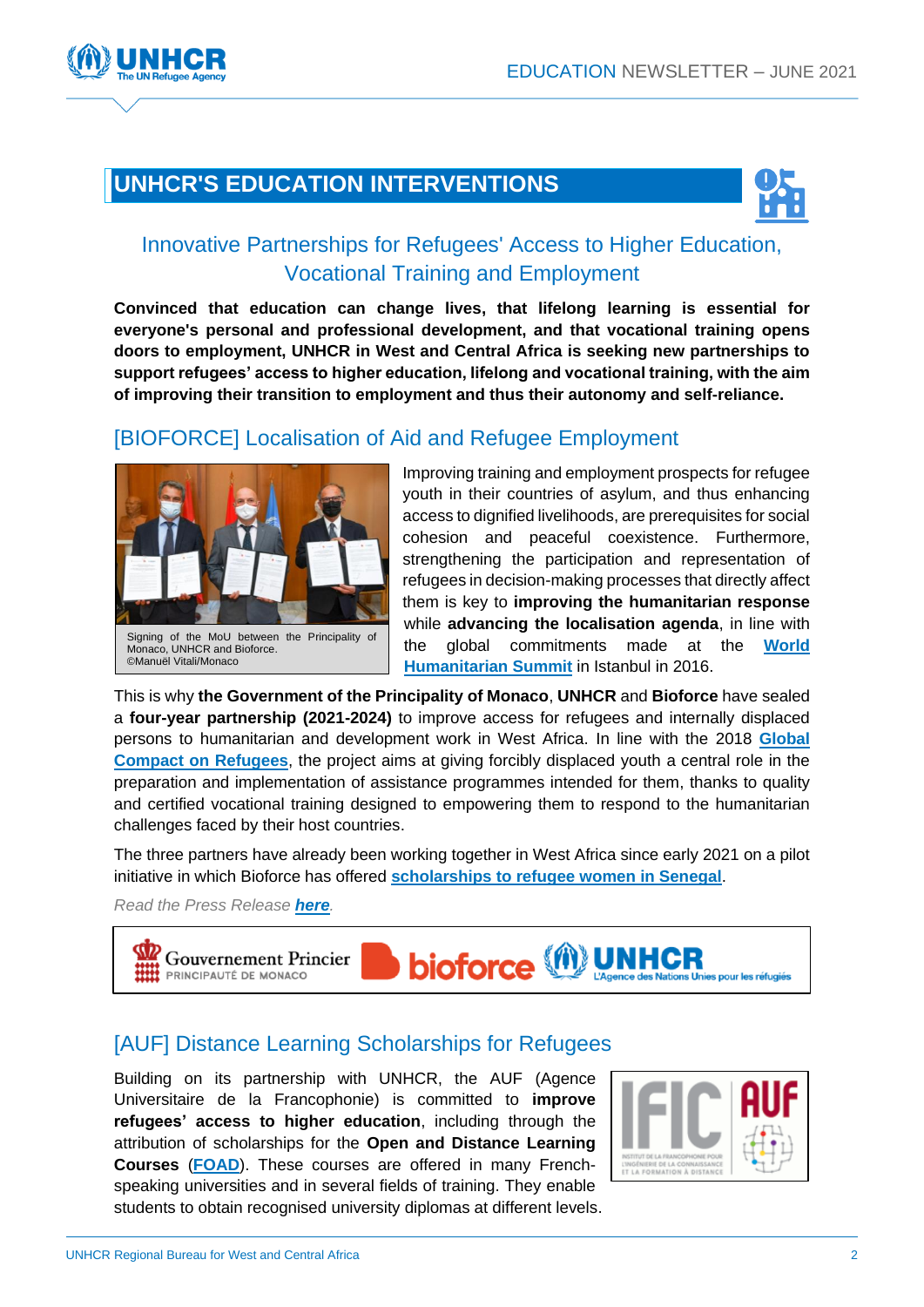## UNHCR'S EDUCATION INTERVENTIONS

### Innovative Partnerships for Refugees' Access to Higher Education, Vocational Training and Employment

**Convinced that education can change lives, that lifelong learning is essential for everyone's personal and professional development, and that vocational training opens doors to employment, UNHCR in West and Central Africa is seeking new partnerships to support refugees' access to higher education, lifelong and vocational training, with the aim of improving their transition to employment and thus their autonomy and self-reliance.**

### [BIOFORCE] Localisation of Aid and Refugee Employment

Signing of the MoU between the Principality of Monaco, UNHCR and Bioforce. ©Manuël Vitali/Monaco

Improving training and employment prospects for refugee youth in their countries of asylum, and thus enhancing access to dignified livelihoods, are prerequisites for social cohesion and peaceful coexistence. Furthermore, strengthening the participation and representation of refugees in decision-making processes that directly affect them is key to **improving the humanitarian response** while **advancing the localisation agenda**, in line with the global commitments made at the **World Humanitarian Summit** in Istanbul in 2016.

This is why **the Government of the Principality of Monaco**, **UNHCR** and **Bioforce** have sealed a **four-year partnership (2021-2024)** to improve access for refugees and internally displaced persons to humanitarian and development work in West Africa. In line with the 2018 **Global Compact on Refugees**, the project aims at giving forcibly displaced youth a central role in the preparation and implementation of assistance programmes intended for them, thanks to quality and certified vocational training designed to empowering them to respond to the humanitarian challenges faced by their host countries.

The three partners have already been working together in West Africa since early 2021 on a pilot initiative in which Bioforce has offered **scholarships to refugee women in Senegal**.

*Read the Press Release **here**.*

Gouvernement Princier PRINCIPAUTÉ DE MONACO | bioforce | UNHCR L'Agence des Nations Unies pour les réfugiés

### [AUF] Distance Learning Scholarships for Refugees

Building on its partnership with UNHCR, the AUF (Agence Universitaire de la Francophonie) is committed to **improve refugees' access to higher education**, including through the attribution of scholarships for the **Open and Distance Learning Courses** (**FOAD**). These courses are offered in many French-speaking universities and in several fields of training. They enable students to obtain recognised university diplomas at different levels.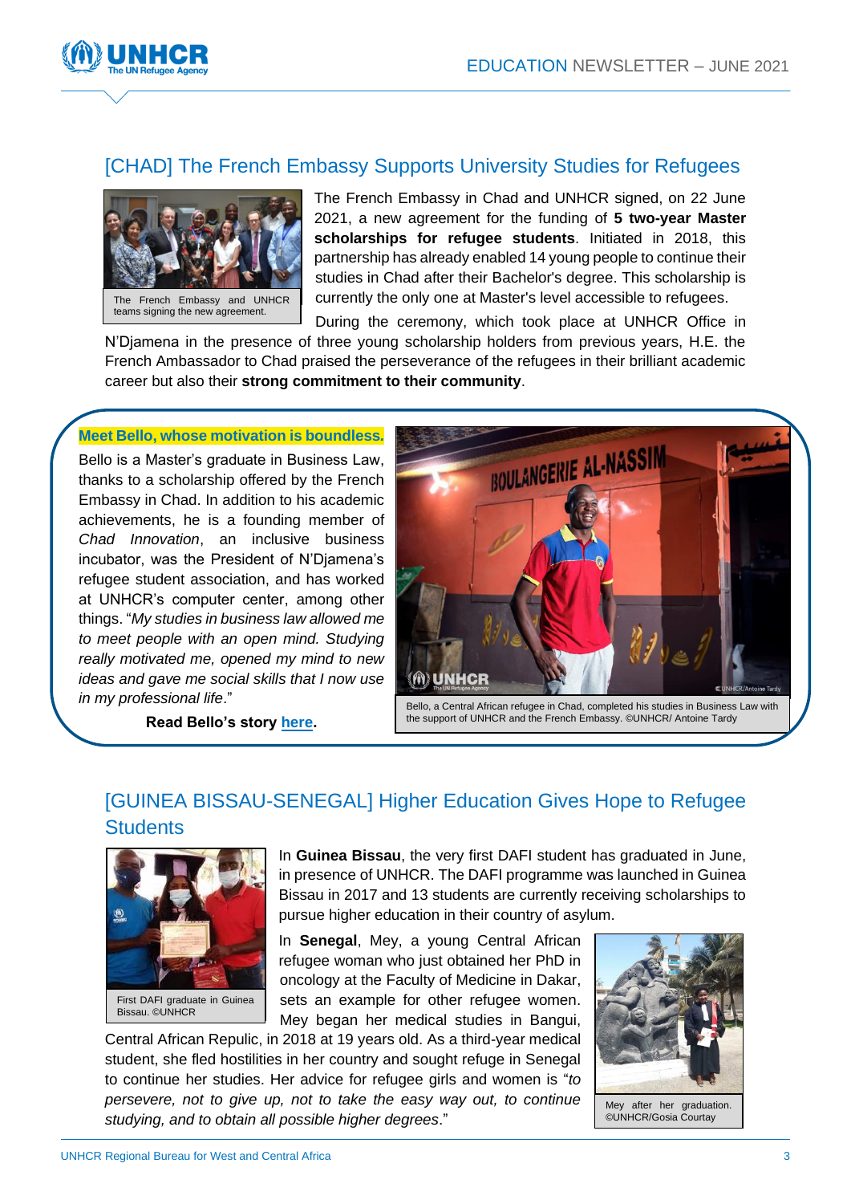## [CHAD] The French Embassy Supports University Studies for Refugees

The French Embassy and UNHCR teams signing the new agreement.

The French Embassy in Chad and UNHCR signed, on 22 June 2021, a new agreement for the funding of **5 two-year Master scholarships for refugee students**. Initiated in 2018, this partnership has already enabled 14 young people to continue their studies in Chad after their Bachelor's degree. This scholarship is currently the only one at Master's level accessible to refugees.

During the ceremony, which took place at UNHCR Office in N'Djamena in the presence of three young scholarship holders from previous years, H.E. the French Ambassador to Chad praised the perseverance of the refugees in their brilliant academic career but also their **strong commitment to their community**.

**Meet Bello, whose motivation is boundless.**

Bello is a Master's graduate in Business Law, thanks to a scholarship offered by the French Embassy in Chad. In addition to his academic achievements, he is a founding member of *Chad Innovation*, an inclusive business incubator, was the President of N'Djamena's refugee student association, and has worked at UNHCR's computer center, among other things. "*My studies in business law allowed me to meet people with an open mind. Studying really motivated me, opened my mind to new ideas and gave me social skills that I now use in my professional life*."

**Read Bello's story here.**

Bello, a Central African refugee in Chad, completed his studies in Business Law with the support of UNHCR and the French Embassy. ©UNHCR/ Antoine Tardy

## [GUINEA BISSAU-SENEGAL] Higher Education Gives Hope to Refugee Students

First DAFI graduate in Guinea Bissau. ©UNHCR

In **Guinea Bissau**, the very first DAFI student has graduated in June, in presence of UNHCR. The DAFI programme was launched in Guinea Bissau in 2017 and 13 students are currently receiving scholarships to pursue higher education in their country of asylum.

In **Senegal**, Mey, a young Central African refugee woman who just obtained her PhD in oncology at the Faculty of Medicine in Dakar, sets an example for other refugee women. Mey began her medical studies in Bangui, Central African Repulic, in 2018 at 19 years old. As a third-year medical student, she fled hostilities in her country and sought refuge in Senegal to continue her studies. Her advice for refugee girls and women is "*to persevere, not to give up, not to take the easy way out, to continue studying, and to obtain all possible higher degrees*."

Mey after her graduation. ©UNHCR/Gosia Courtay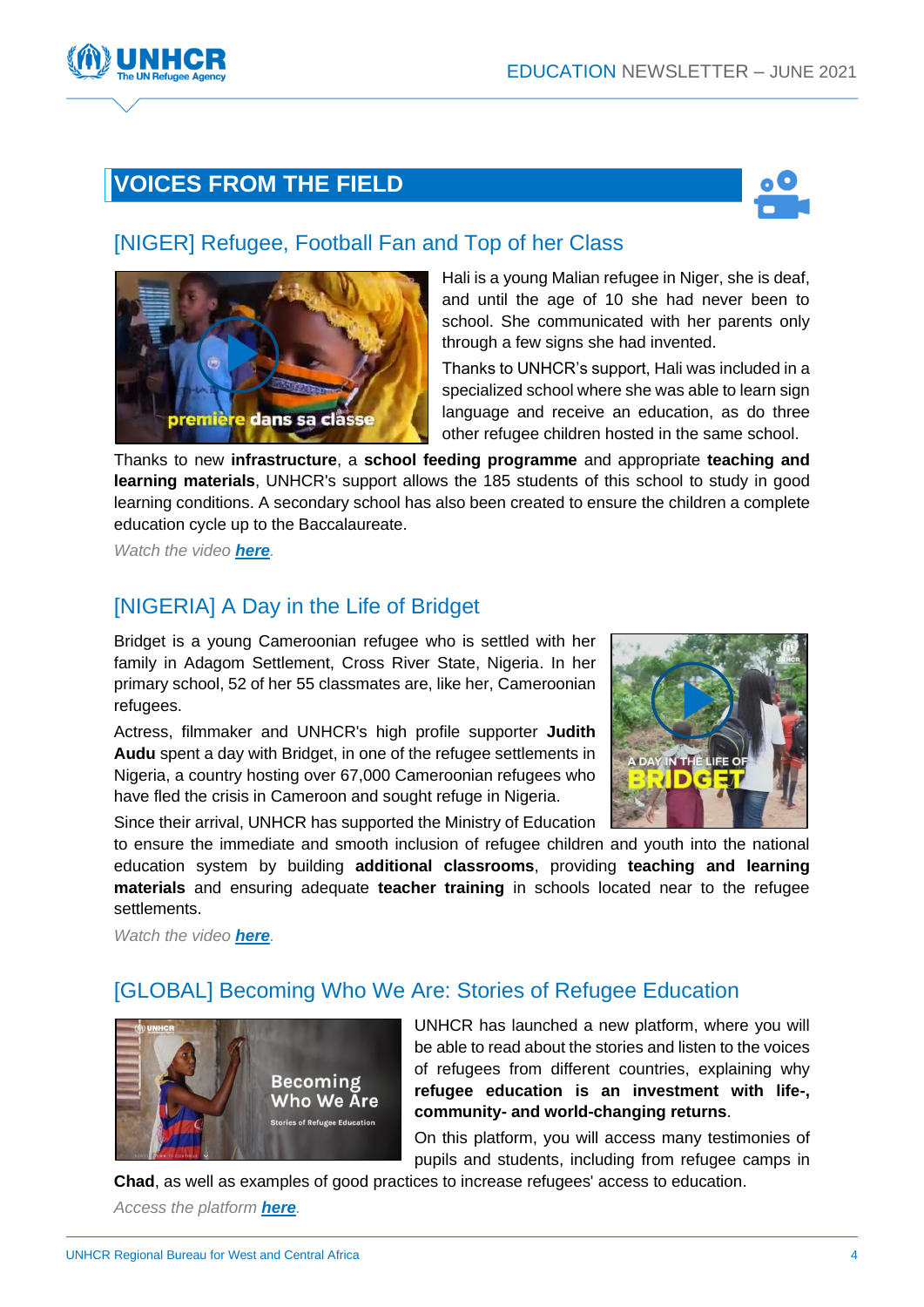## VOICES FROM THE FIELD

### [NIGER] Refugee, Football Fan and Top of her Class

Hali is a young Malian refugee in Niger, she is deaf, and until the age of 10 she had never been to school. She communicated with her parents only through a few signs she had invented.

Thanks to UNHCR's support, Hali was included in a specialized school where she was able to learn sign language and receive an education, as do three other refugee children hosted in the same school.

Thanks to new **infrastructure**, a **school feeding programme** and appropriate **teaching and learning materials**, UNHCR's support allows the 185 students of this school to study in good learning conditions. A secondary school has also been created to ensure the children a complete education cycle up to the Baccalaureate.

*Watch the video **here**.*

### [NIGERIA] A Day in the Life of Bridget

Bridget is a young Cameroonian refugee who is settled with her family in Adagom Settlement, Cross River State, Nigeria. In her primary school, 52 of her 55 classmates are, like her, Cameroonian refugees.

Actress, filmmaker and UNHCR's high profile supporter **Judith Audu** spent a day with Bridget, in one of the refugee settlements in Nigeria, a country hosting over 67,000 Cameroonian refugees who have fled the crisis in Cameroon and sought refuge in Nigeria.

Since their arrival, UNHCR has supported the Ministry of Education to ensure the immediate and smooth inclusion of refugee children and youth into the national education system by building **additional classrooms**, providing **teaching and learning materials** and ensuring adequate **teacher training** in schools located near to the refugee settlements.

*Watch the video **here**.*

### [GLOBAL] Becoming Who We Are: Stories of Refugee Education

UNHCR has launched a new platform, where you will be able to read about the stories and listen to the voices of refugees from different countries, explaining why **refugee education is an investment with life-, community- and world-changing returns**.

On this platform, you will access many testimonies of pupils and students, including from refugee camps in **Chad**, as well as examples of good practices to increase refugees' access to education.

*Access the platform **here**.*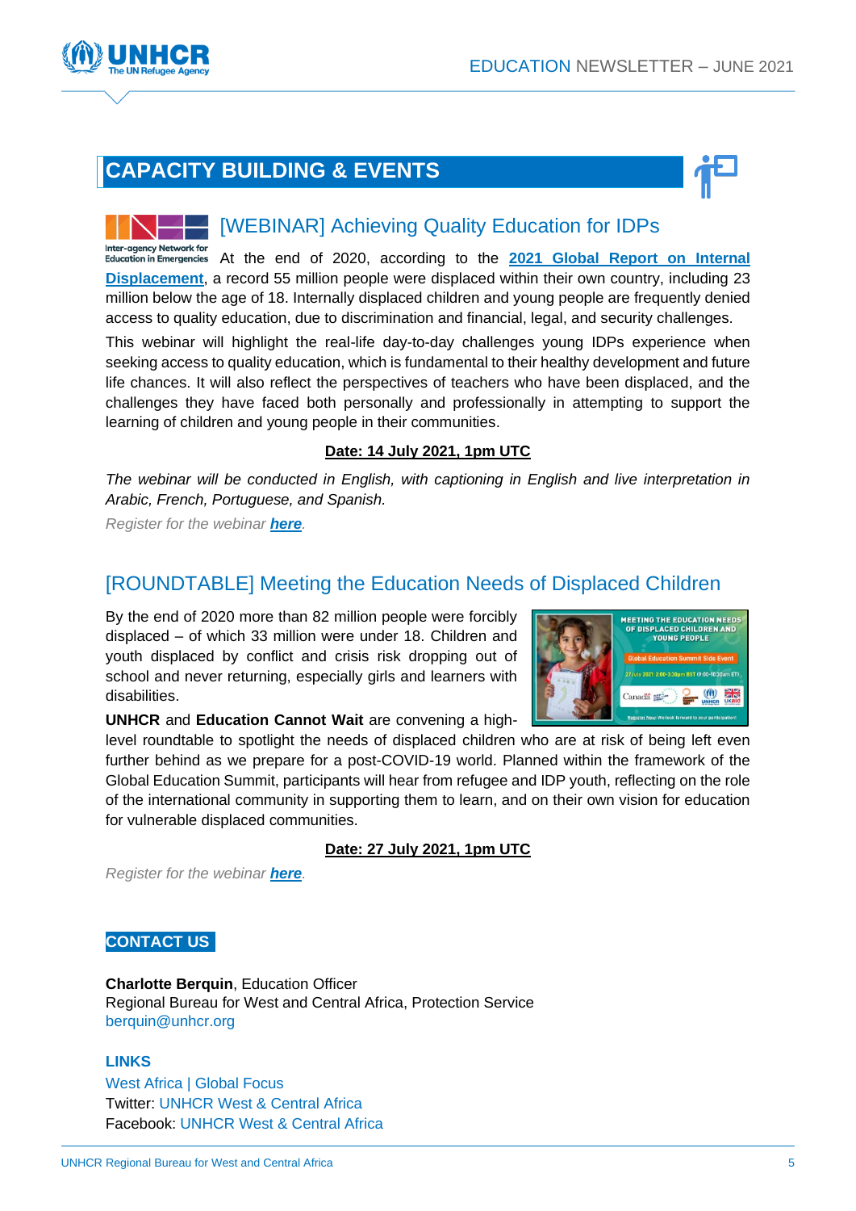## CAPACITY BUILDING & EVENTS

### [WEBINAR] Achieving Quality Education for IDPs

At the end of 2020, according to the **2021 Global Report on Internal Displacement**, a record 55 million people were displaced within their own country, including 23 million below the age of 18. Internally displaced children and young people are frequently denied access to quality education, due to discrimination and financial, legal, and security challenges.

This webinar will highlight the real-life day-to-day challenges young IDPs experience when seeking access to quality education, which is fundamental to their healthy development and future life chances. It will also reflect the perspectives of teachers who have been displaced, and the challenges they have faced both personally and professionally in attempting to support the learning of children and young people in their communities.

**Date: 14 July 2021, 1pm UTC**

*The webinar will be conducted in English, with captioning in English and live interpretation in Arabic, French, Portuguese, and Spanish.*

*Register for the webinar* ***here****.*

### [ROUNDTABLE] Meeting the Education Needs of Displaced Children

By the end of 2020 more than 82 million people were forcibly displaced – of which 33 million were under 18. Children and youth displaced by conflict and crisis risk dropping out of school and never returning, especially girls and learners with disabilities.

**UNHCR** and **Education Cannot Wait** are convening a high-level roundtable to spotlight the needs of displaced children who are at risk of being left even further behind as we prepare for a post-COVID-19 world. Planned within the framework of the Global Education Summit, participants will hear from refugee and IDP youth, reflecting on the role of the international community in supporting them to learn, and on their own vision for education for vulnerable displaced communities.

**Date: 27 July 2021, 1pm UTC**

*Register for the webinar* ***here****.*

## CONTACT US

**Charlotte Berquin**, Education Officer
Regional Bureau for West and Central Africa, Protection Service
berquin@unhcr.org

**LINKS**

West Africa | Global Focus
Twitter: UNHCR West & Central Africa
Facebook: UNHCR West & Central Africa